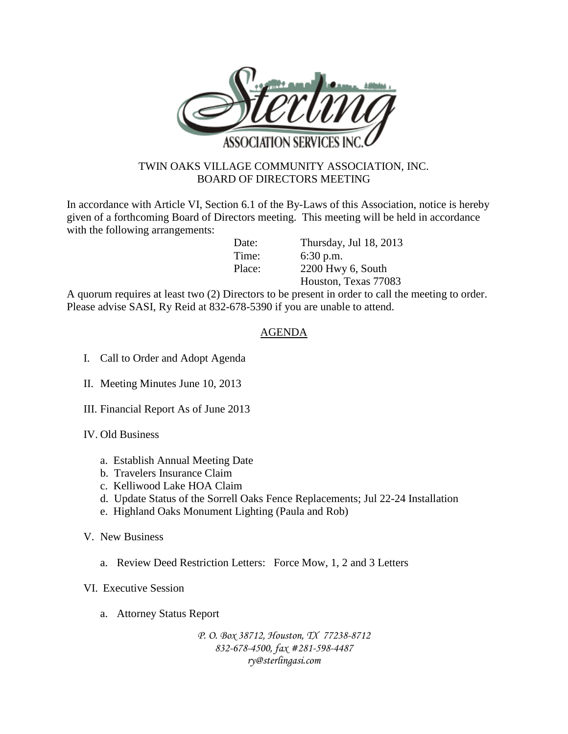Sterling ASSOCIATION SERVICES INC.

TWIN OAKS VILLAGE COMMUNITY ASSOCIATION, INC.
BOARD OF DIRECTORS MEETING

In accordance with Article VI, Section 6.1 of the By-Laws of this Association, notice is hereby given of a forthcoming Board of Directors meeting. This meeting will be held in accordance with the following arrangements:

Date: Thursday, Jul 18, 2013
Time: 6:30 p.m.
Place: 2200 Hwy 6, South
Houston, Texas 77083

A quorum requires at least two (2) Directors to be present in order to call the meeting to order. Please advise SASI, Ry Reid at 832-678-5390 if you are unable to attend.

## AGENDA

I. Call to Order and Adopt Agenda

II. Meeting Minutes June 10, 2013

III. Financial Report As of June 2013

IV. Old Business

- a. Establish Annual Meeting Date
- b. Travelers Insurance Claim
- c. Kelliwood Lake HOA Claim
- d. Update Status of the Sorrell Oaks Fence Replacements; Jul 22-24 Installation
- e. Highland Oaks Monument Lighting (Paula and Rob)

V. New Business

- a. Review Deed Restriction Letters: Force Mow, 1, 2 and 3 Letters

VI. Executive Session

- a. Attorney Status Report

*P. O. Box 38712, Houston, TX 77238-8712*
*832-678-4500, fax #281-598-4487*
*ry@sterlingasi.com*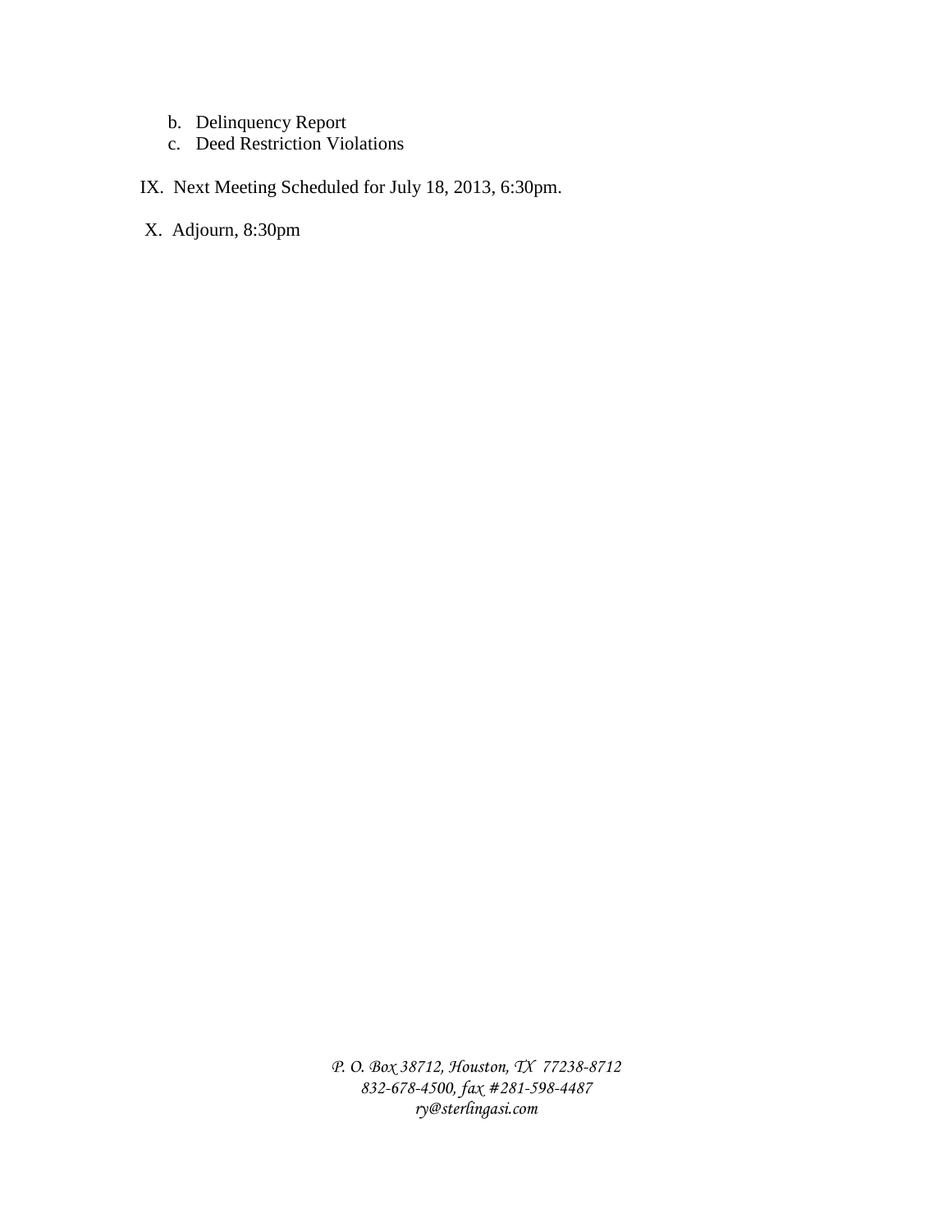b. Delinquency Report
   c. Deed Restriction Violations

IX. Next Meeting Scheduled for July 18, 2013, 6:30pm.

X. Adjourn, 8:30pm

*P. O. Box 38712, Houston, TX 77238-8712*
*832-678-4500, fax #281-598-4487*
*ry@sterlingasi.com*